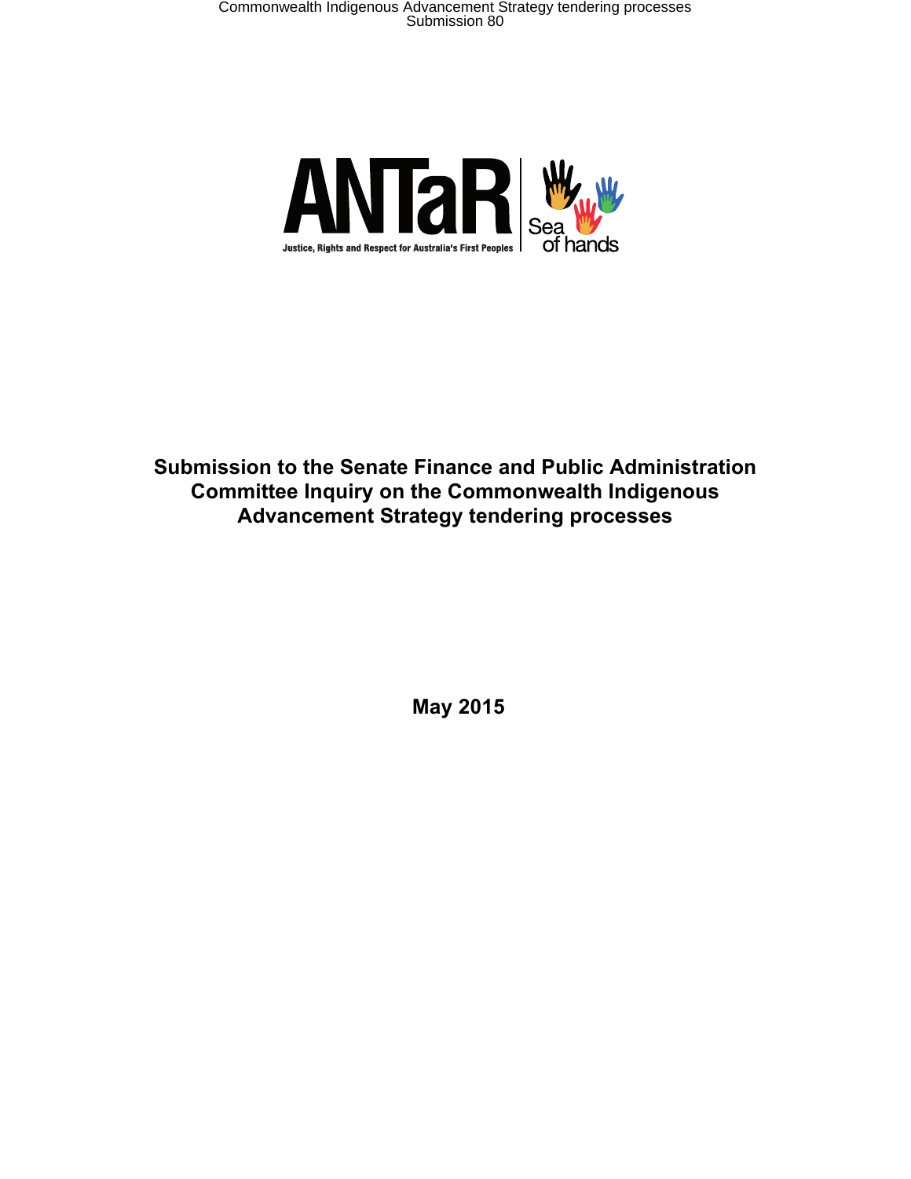ANTaR

Justice, Rights and Respect for Australia's First Peoples

Sea of hands

# Submission to the Senate Finance and Public Administration Committee Inquiry on the Commonwealth Indigenous Advancement Strategy tendering processes

**May 2015**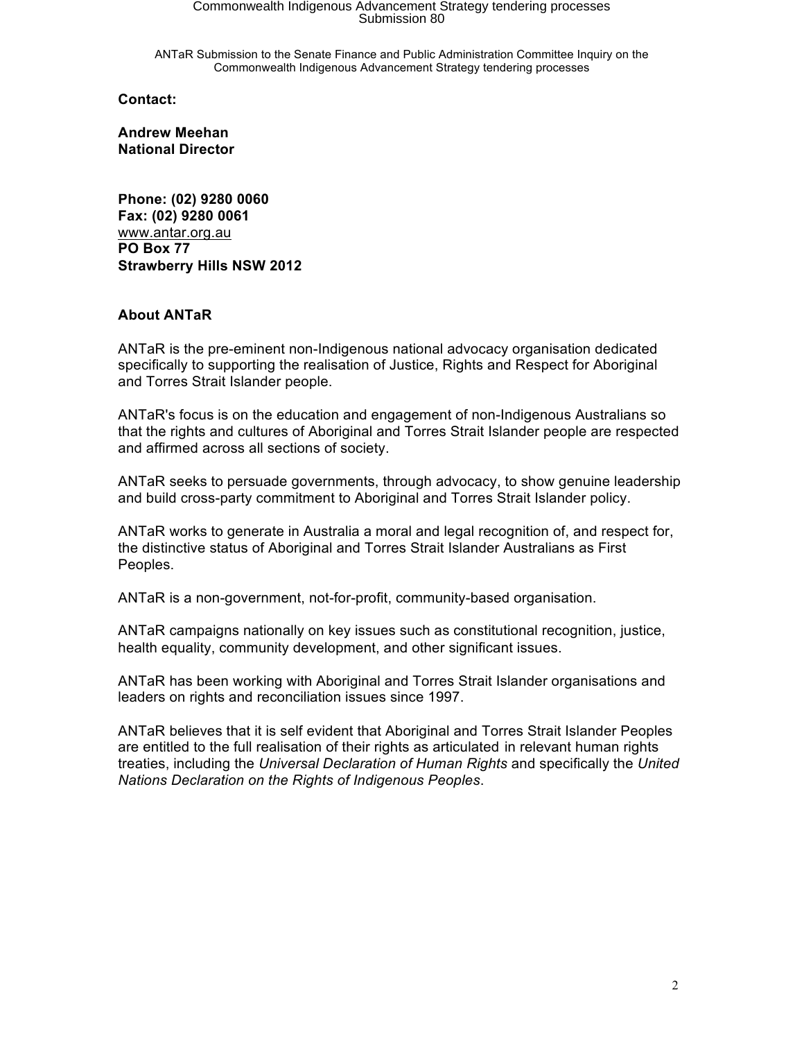**Contact:**

**Andrew Meehan**
**National Director**

**Phone: (02) 9280 0060**
**Fax: (02) 9280 0061**
www.antar.org.au
**PO Box 77**
**Strawberry Hills NSW 2012**

**About ANTaR**

ANTaR is the pre-eminent non-Indigenous national advocacy organisation dedicated specifically to supporting the realisation of Justice, Rights and Respect for Aboriginal and Torres Strait Islander people.

ANTaR's focus is on the education and engagement of non-Indigenous Australians so that the rights and cultures of Aboriginal and Torres Strait Islander people are respected and affirmed across all sections of society.

ANTaR seeks to persuade governments, through advocacy, to show genuine leadership and build cross-party commitment to Aboriginal and Torres Strait Islander policy.

ANTaR works to generate in Australia a moral and legal recognition of, and respect for, the distinctive status of Aboriginal and Torres Strait Islander Australians as First Peoples.

ANTaR is a non-government, not-for-profit, community-based organisation.

ANTaR campaigns nationally on key issues such as constitutional recognition, justice, health equality, community development, and other significant issues.

ANTaR has been working with Aboriginal and Torres Strait Islander organisations and leaders on rights and reconciliation issues since 1997.

ANTaR believes that it is self evident that Aboriginal and Torres Strait Islander Peoples are entitled to the full realisation of their rights as articulated in relevant human rights treaties, including the *Universal Declaration of Human Rights* and specifically the *United Nations Declaration on the Rights of Indigenous Peoples*.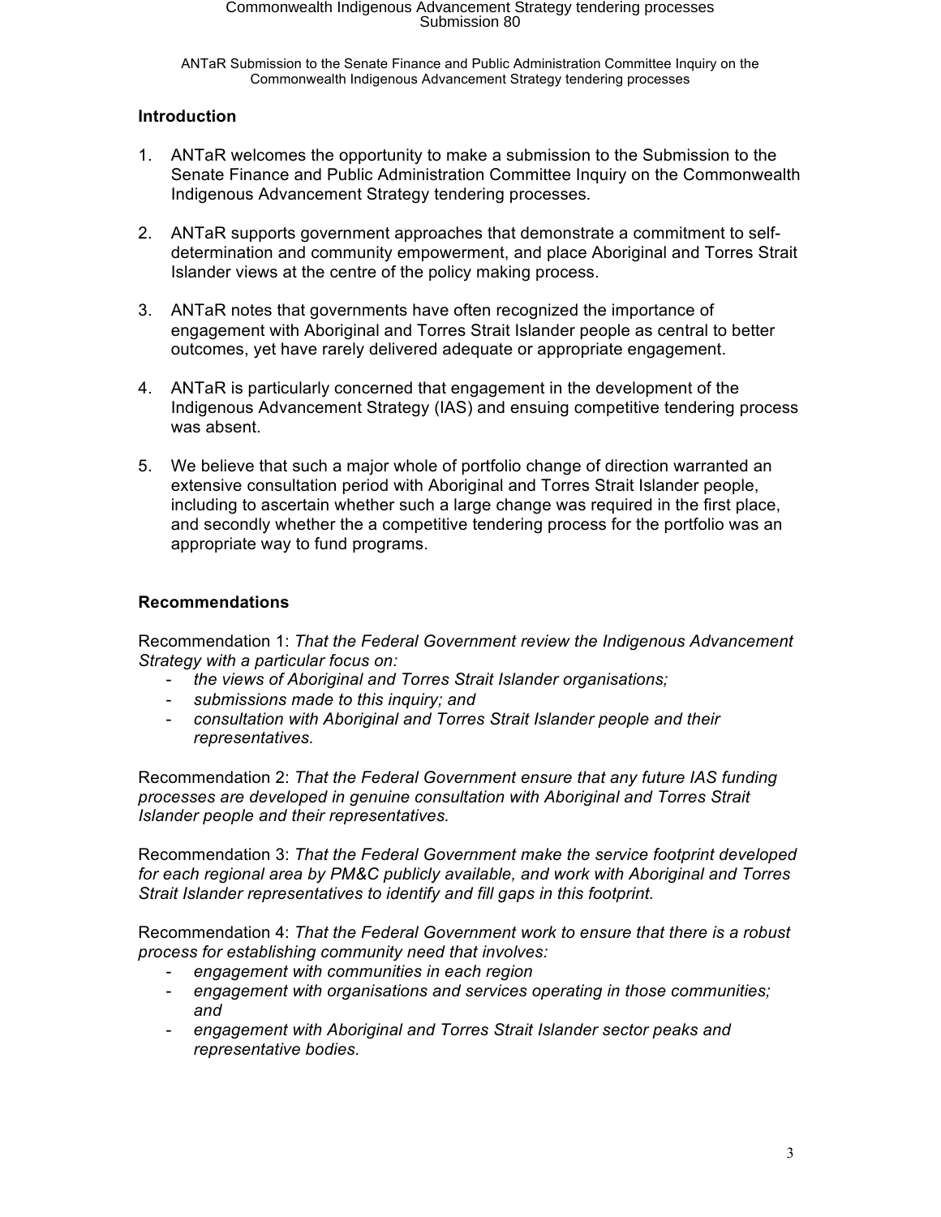## Introduction

1. ANTaR welcomes the opportunity to make a submission to the Submission to the Senate Finance and Public Administration Committee Inquiry on the Commonwealth Indigenous Advancement Strategy tendering processes.

2. ANTaR supports government approaches that demonstrate a commitment to self-determination and community empowerment, and place Aboriginal and Torres Strait Islander views at the centre of the policy making process.

3. ANTaR notes that governments have often recognized the importance of engagement with Aboriginal and Torres Strait Islander people as central to better outcomes, yet have rarely delivered adequate or appropriate engagement.

4. ANTaR is particularly concerned that engagement in the development of the Indigenous Advancement Strategy (IAS) and ensuing competitive tendering process was absent.

5. We believe that such a major whole of portfolio change of direction warranted an extensive consultation period with Aboriginal and Torres Strait Islander people, including to ascertain whether such a large change was required in the first place, and secondly whether the a competitive tendering process for the portfolio was an appropriate way to fund programs.

## Recommendations

Recommendation 1: *That the Federal Government review the Indigenous Advancement Strategy with a particular focus on:*

- *the views of Aboriginal and Torres Strait Islander organisations;*
- *submissions made to this inquiry; and*
- *consultation with Aboriginal and Torres Strait Islander people and their representatives.*

Recommendation 2: *That the Federal Government ensure that any future IAS funding processes are developed in genuine consultation with Aboriginal and Torres Strait Islander people and their representatives.*

Recommendation 3: *That the Federal Government make the service footprint developed for each regional area by PM&C publicly available, and work with Aboriginal and Torres Strait Islander representatives to identify and fill gaps in this footprint.*

Recommendation 4: *That the Federal Government work to ensure that there is a robust process for establishing community need that involves:*

- *engagement with communities in each region*
- *engagement with organisations and services operating in those communities; and*
- *engagement with Aboriginal and Torres Strait Islander sector peaks and representative bodies.*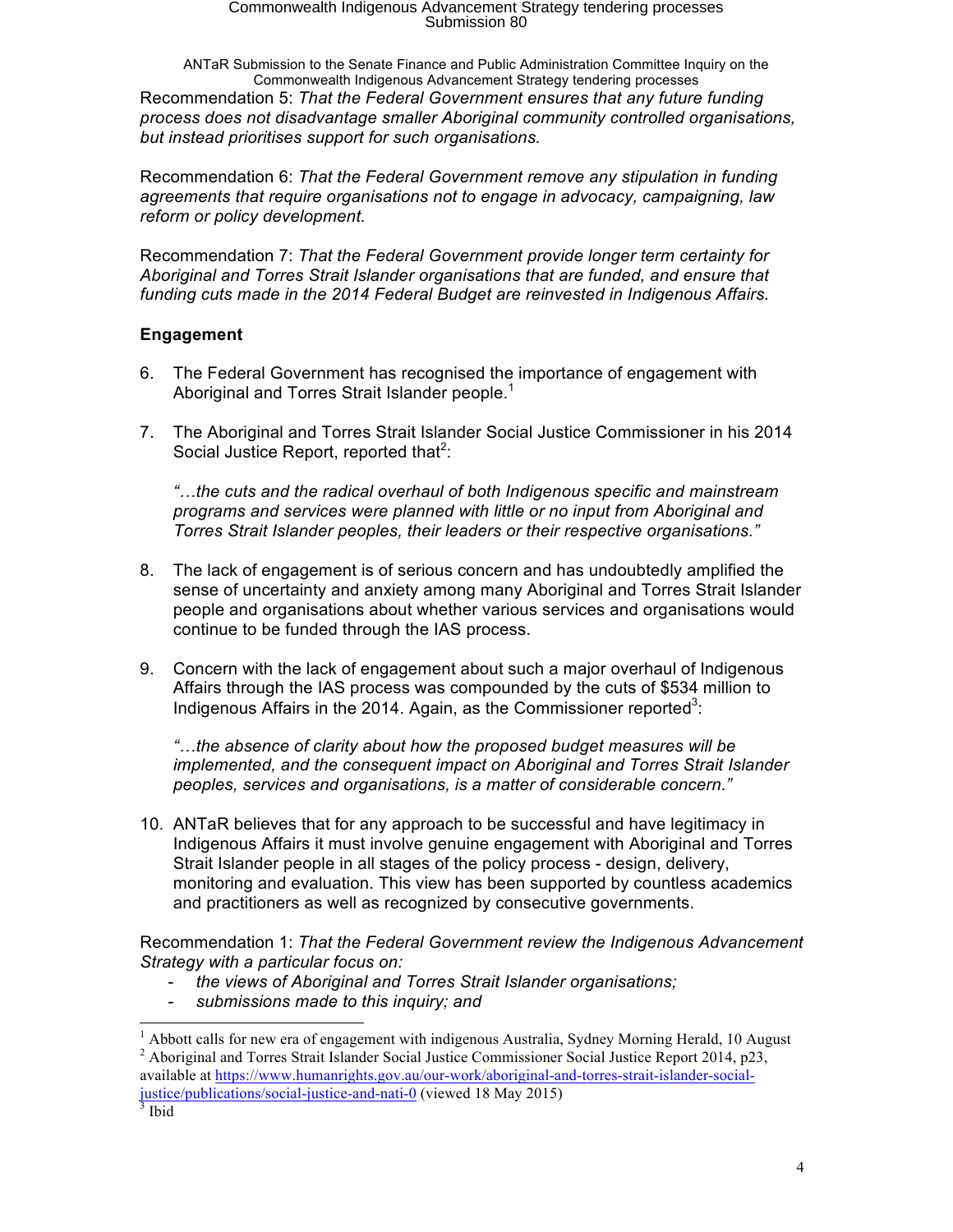Recommendation 5: *That the Federal Government ensures that any future funding process does not disadvantage smaller Aboriginal community controlled organisations, but instead prioritises support for such organisations.*

Recommendation 6: *That the Federal Government remove any stipulation in funding agreements that require organisations not to engage in advocacy, campaigning, law reform or policy development.*

Recommendation 7: *That the Federal Government provide longer term certainty for Aboriginal and Torres Strait Islander organisations that are funded, and ensure that funding cuts made in the 2014 Federal Budget are reinvested in Indigenous Affairs.*

## Engagement

6. The Federal Government has recognised the importance of engagement with Aboriginal and Torres Strait Islander people.[1]

7. The Aboriginal and Torres Strait Islander Social Justice Commissioner in his 2014 Social Justice Report, reported that[2]:

   *"…the cuts and the radical overhaul of both Indigenous specific and mainstream programs and services were planned with little or no input from Aboriginal and Torres Strait Islander peoples, their leaders or their respective organisations."*

8. The lack of engagement is of serious concern and has undoubtedly amplified the sense of uncertainty and anxiety among many Aboriginal and Torres Strait Islander people and organisations about whether various services and organisations would continue to be funded through the IAS process.

9. Concern with the lack of engagement about such a major overhaul of Indigenous Affairs through the IAS process was compounded by the cuts of $534 million to Indigenous Affairs in the 2014. Again, as the Commissioner reported[3]:

   *"…the absence of clarity about how the proposed budget measures will be implemented, and the consequent impact on Aboriginal and Torres Strait Islander peoples, services and organisations, is a matter of considerable concern."*

10. ANTaR believes that for any approach to be successful and have legitimacy in Indigenous Affairs it must involve genuine engagement with Aboriginal and Torres Strait Islander people in all stages of the policy process - design, delivery, monitoring and evaluation. This view has been supported by countless academics and practitioners as well as recognized by consecutive governments.

Recommendation 1: *That the Federal Government review the Indigenous Advancement Strategy with a particular focus on:*

- *the views of Aboriginal and Torres Strait Islander organisations;*
- *submissions made to this inquiry; and*

---

[1] Abbott calls for new era of engagement with indigenous Australia, Sydney Morning Herald, 10 August

[2] Aboriginal and Torres Strait Islander Social Justice Commissioner Social Justice Report 2014, p23, available at https://www.humanrights.gov.au/our-work/aboriginal-and-torres-strait-islander-social-justice/publications/social-justice-and-nati-0 (viewed 18 May 2015)

[3] Ibid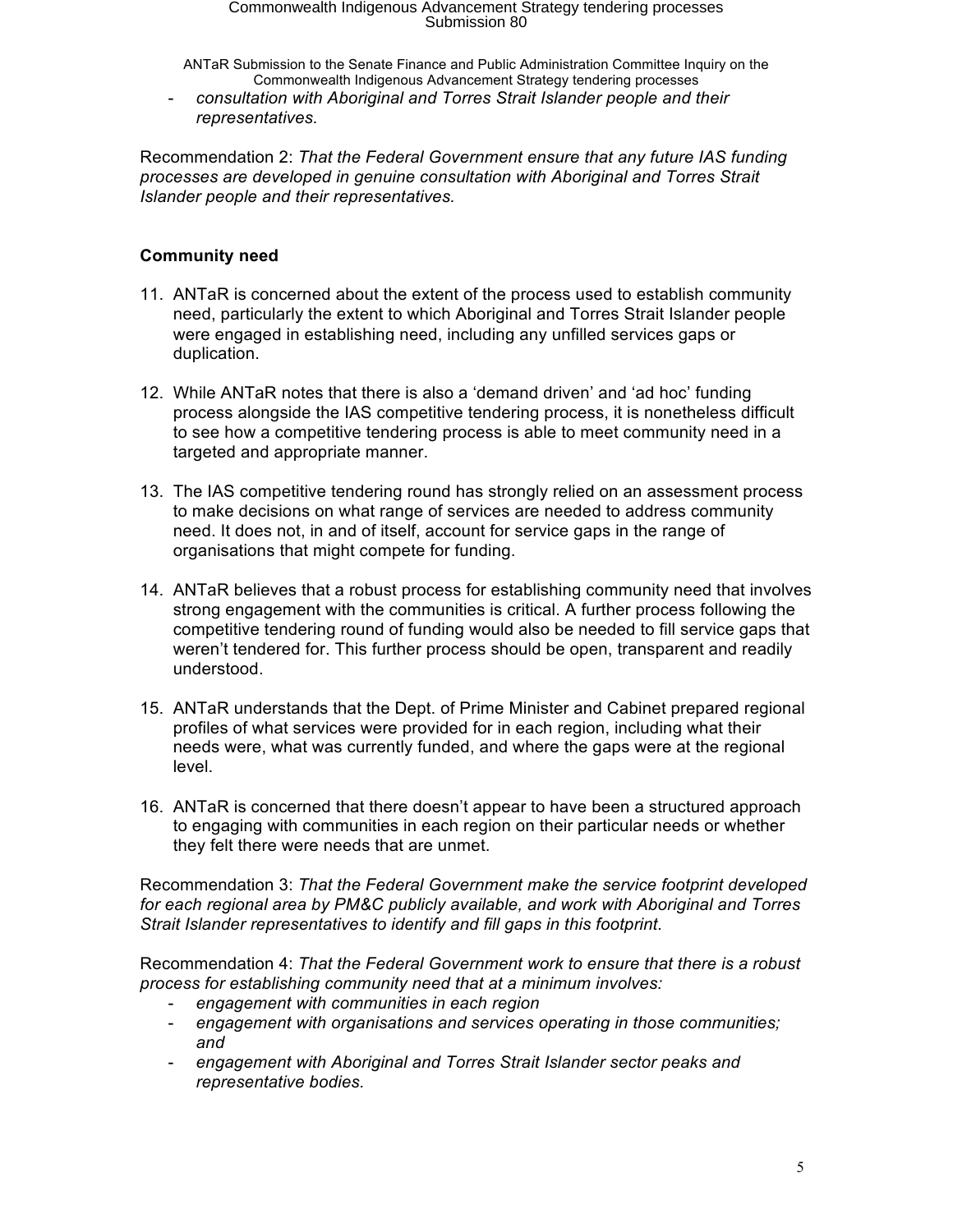- *consultation with Aboriginal and Torres Strait Islander people and their representatives.*

Recommendation 2: *That the Federal Government ensure that any future IAS funding processes are developed in genuine consultation with Aboriginal and Torres Strait Islander people and their representatives.*

**Community need**

11. ANTaR is concerned about the extent of the process used to establish community need, particularly the extent to which Aboriginal and Torres Strait Islander people were engaged in establishing need, including any unfilled services gaps or duplication.

12. While ANTaR notes that there is also a 'demand driven' and 'ad hoc' funding process alongside the IAS competitive tendering process, it is nonetheless difficult to see how a competitive tendering process is able to meet community need in a targeted and appropriate manner.

13. The IAS competitive tendering round has strongly relied on an assessment process to make decisions on what range of services are needed to address community need. It does not, in and of itself, account for service gaps in the range of organisations that might compete for funding.

14. ANTaR believes that a robust process for establishing community need that involves strong engagement with the communities is critical. A further process following the competitive tendering round of funding would also be needed to fill service gaps that weren't tendered for. This further process should be open, transparent and readily understood.

15. ANTaR understands that the Dept. of Prime Minister and Cabinet prepared regional profiles of what services were provided for in each region, including what their needs were, what was currently funded, and where the gaps were at the regional level.

16. ANTaR is concerned that there doesn't appear to have been a structured approach to engaging with communities in each region on their particular needs or whether they felt there were needs that are unmet.

Recommendation 3: *That the Federal Government make the service footprint developed for each regional area by PM&C publicly available, and work with Aboriginal and Torres Strait Islander representatives to identify and fill gaps in this footprint.*

Recommendation 4: *That the Federal Government work to ensure that there is a robust process for establishing community need that at a minimum involves:*

- *engagement with communities in each region*
- *engagement with organisations and services operating in those communities; and*
- *engagement with Aboriginal and Torres Strait Islander sector peaks and representative bodies.*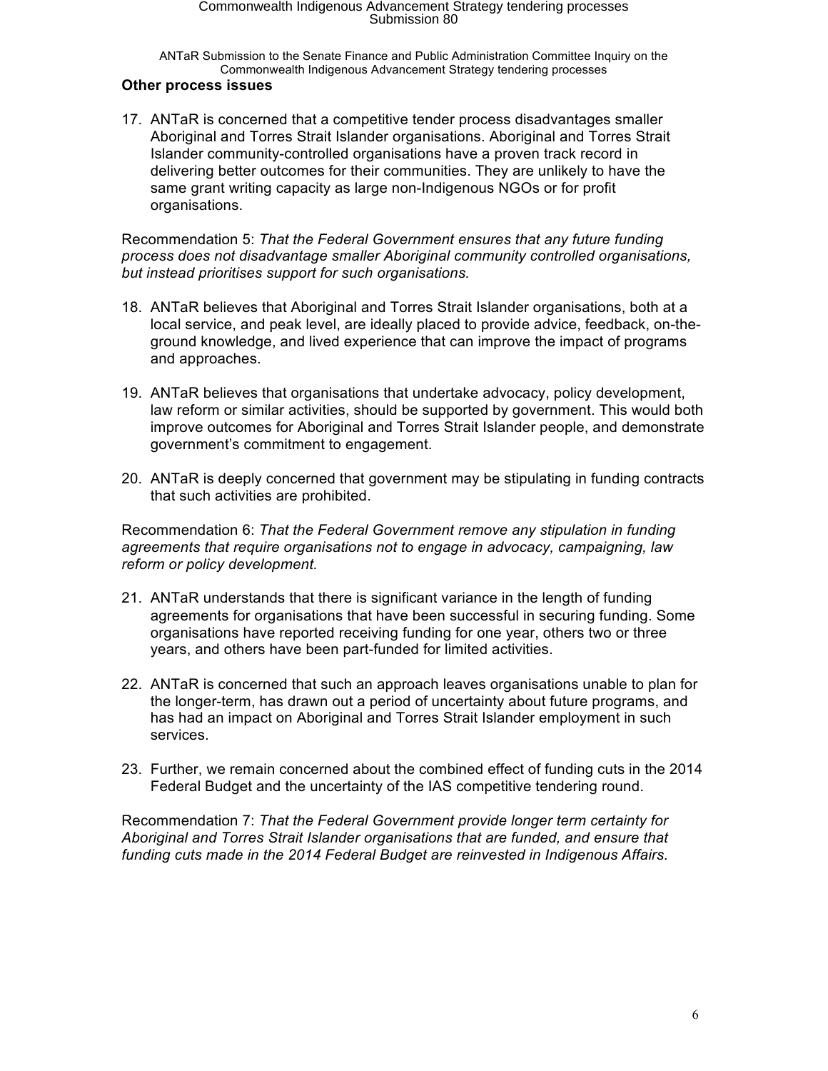### Other process issues

17. ANTaR is concerned that a competitive tender process disadvantages smaller Aboriginal and Torres Strait Islander organisations. Aboriginal and Torres Strait Islander community-controlled organisations have a proven track record in delivering better outcomes for their communities. They are unlikely to have the same grant writing capacity as large non-Indigenous NGOs or for profit organisations.

Recommendation 5: *That the Federal Government ensures that any future funding process does not disadvantage smaller Aboriginal community controlled organisations, but instead prioritises support for such organisations.*

18. ANTaR believes that Aboriginal and Torres Strait Islander organisations, both at a local service, and peak level, are ideally placed to provide advice, feedback, on-the-ground knowledge, and lived experience that can improve the impact of programs and approaches.

19. ANTaR believes that organisations that undertake advocacy, policy development, law reform or similar activities, should be supported by government. This would both improve outcomes for Aboriginal and Torres Strait Islander people, and demonstrate government's commitment to engagement.

20. ANTaR is deeply concerned that government may be stipulating in funding contracts that such activities are prohibited.

Recommendation 6: *That the Federal Government remove any stipulation in funding agreements that require organisations not to engage in advocacy, campaigning, law reform or policy development.*

21. ANTaR understands that there is significant variance in the length of funding agreements for organisations that have been successful in securing funding. Some organisations have reported receiving funding for one year, others two or three years, and others have been part-funded for limited activities.

22. ANTaR is concerned that such an approach leaves organisations unable to plan for the longer-term, has drawn out a period of uncertainty about future programs, and has had an impact on Aboriginal and Torres Strait Islander employment in such services.

23. Further, we remain concerned about the combined effect of funding cuts in the 2014 Federal Budget and the uncertainty of the IAS competitive tendering round.

Recommendation 7: *That the Federal Government provide longer term certainty for Aboriginal and Torres Strait Islander organisations that are funded, and ensure that funding cuts made in the 2014 Federal Budget are reinvested in Indigenous Affairs.*